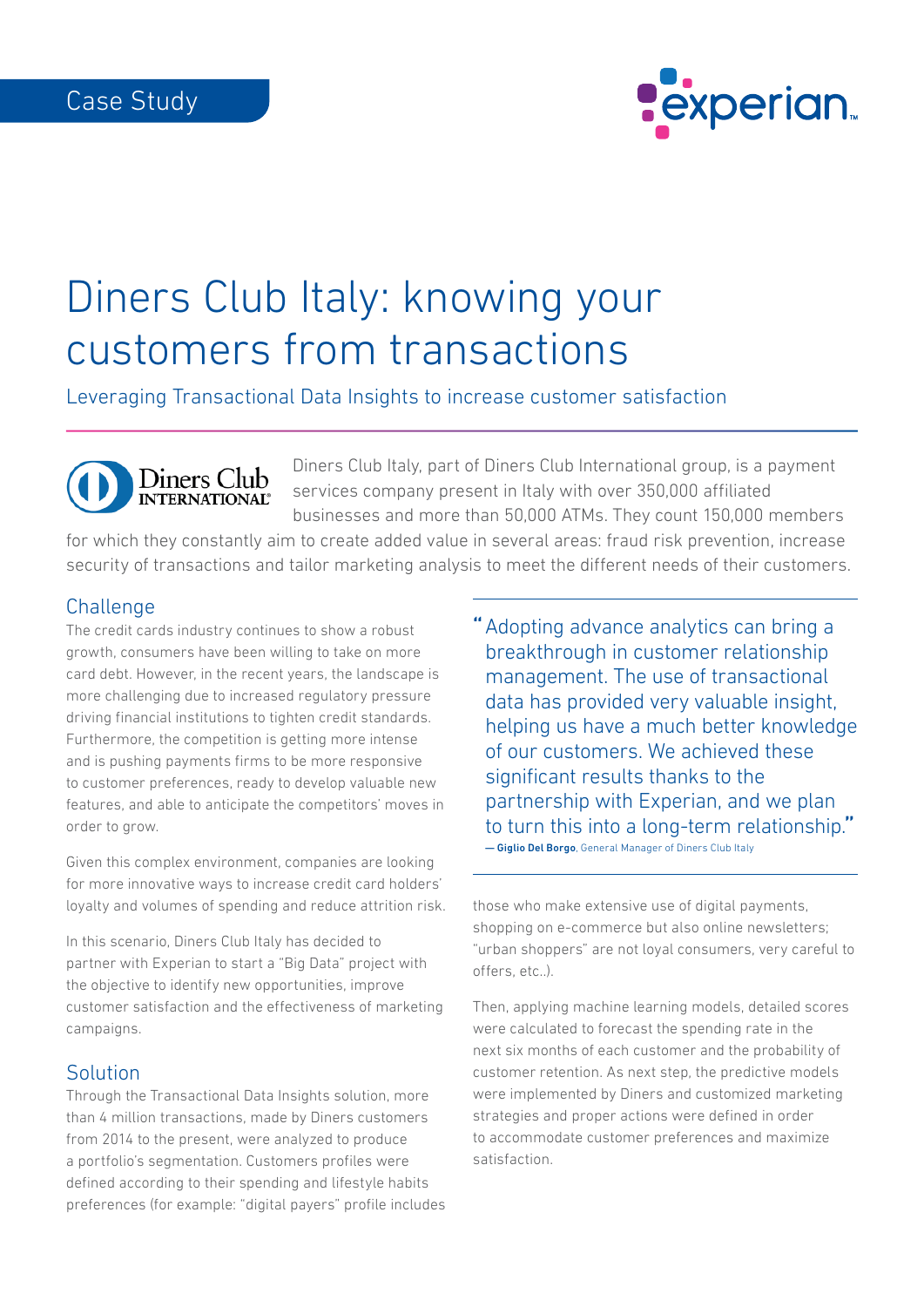Case Study

# Diners Club Italy: knowing your customers from transactions

Leveraging Transactional Data Insights to increase customer satisfaction

Diners Club Italy, part of Diners Club International group, is a payment services company present in Italy with over 350,000 affiliated businesses and more than 50,000 ATMs. They count 150,000 members for which they constantly aim to create added value in several areas: fraud risk prevention, increase security of transactions and tailor marketing analysis to meet the different needs of their customers.

## Challenge

The credit cards industry continues to show a robust growth, consumers have been willing to take on more card debt. However, in the recent years, the landscape is more challenging due to increased regulatory pressure driving financial institutions to tighten credit standards. Furthermore, the competition is getting more intense and is pushing payments firms to be more responsive to customer preferences, ready to develop valuable new features, and able to anticipate the competitors' moves in order to grow.

Given this complex environment, companies are looking for more innovative ways to increase credit card holders' loyalty and volumes of spending and reduce attrition risk.

In this scenario, Diners Club Italy has decided to partner with Experian to start a "Big Data" project with the objective to identify new opportunities, improve customer satisfaction and the effectiveness of marketing campaigns.

## Solution

Through the Transactional Data Insights solution, more than 4 million transactions, made by Diners customers from 2014 to the present, were analyzed to produce a portfolio's segmentation. Customers profiles were defined according to their spending and lifestyle habits preferences (for example: "digital payers" profile includes those who make extensive use of digital payments, shopping on e-commerce but also online newsletters; "urban shoppers" are not loyal consumers, very careful to offers, etc..).

Then, applying machine learning models, detailed scores were calculated to forecast the spending rate in the next six months of each customer and the probability of customer retention. As next step, the predictive models were implemented by Diners and customized marketing strategies and proper actions were defined in order to accommodate customer preferences and maximize satisfaction.

> "Adopting advance analytics can bring a breakthrough in customer relationship management. The use of transactional data has provided very valuable insight, helping us have a much better knowledge of our customers. We achieved these significant results thanks to the partnership with Experian, and we plan to turn this into a long-term relationship."
> — **Giglio Del Borgo**, General Manager of Diners Club Italy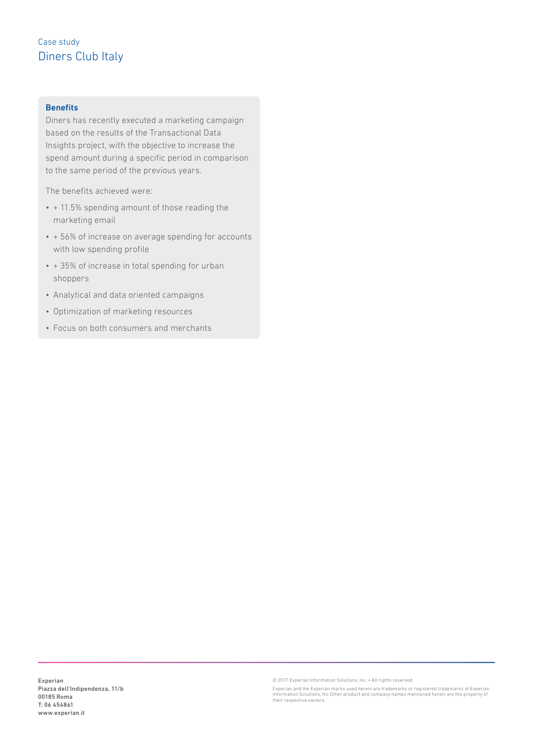Case study

# Diners Club Italy

### Benefits

Diners has recently executed a marketing campaign based on the results of the Transactional Data Insights project, with the objective to increase the spend amount during a specific period in comparison to the same period of the previous years.

The benefits achieved were:

- + 11.5% spending amount of those reading the marketing email
- + 56% of increase on average spending for accounts with low spending profile
- + 35% of increase in total spending for urban shoppers
- Analytical and data oriented campaigns
- Optimization of marketing resources
- Focus on both consumers and merchants

**Experian**
**Piazza dell'Indipendenza, 11/b**
**00185 Roma**
**T: 06 454861**
**www.experian.it**

© 2017 Experian Information Solutions, Inc. • All rights reserved

Experian and the Experian marks used herein are trademarks or registered trademarks of Experian Information Solutions, Inc.Other product and company names mentioned herein are the property of their respective owners.